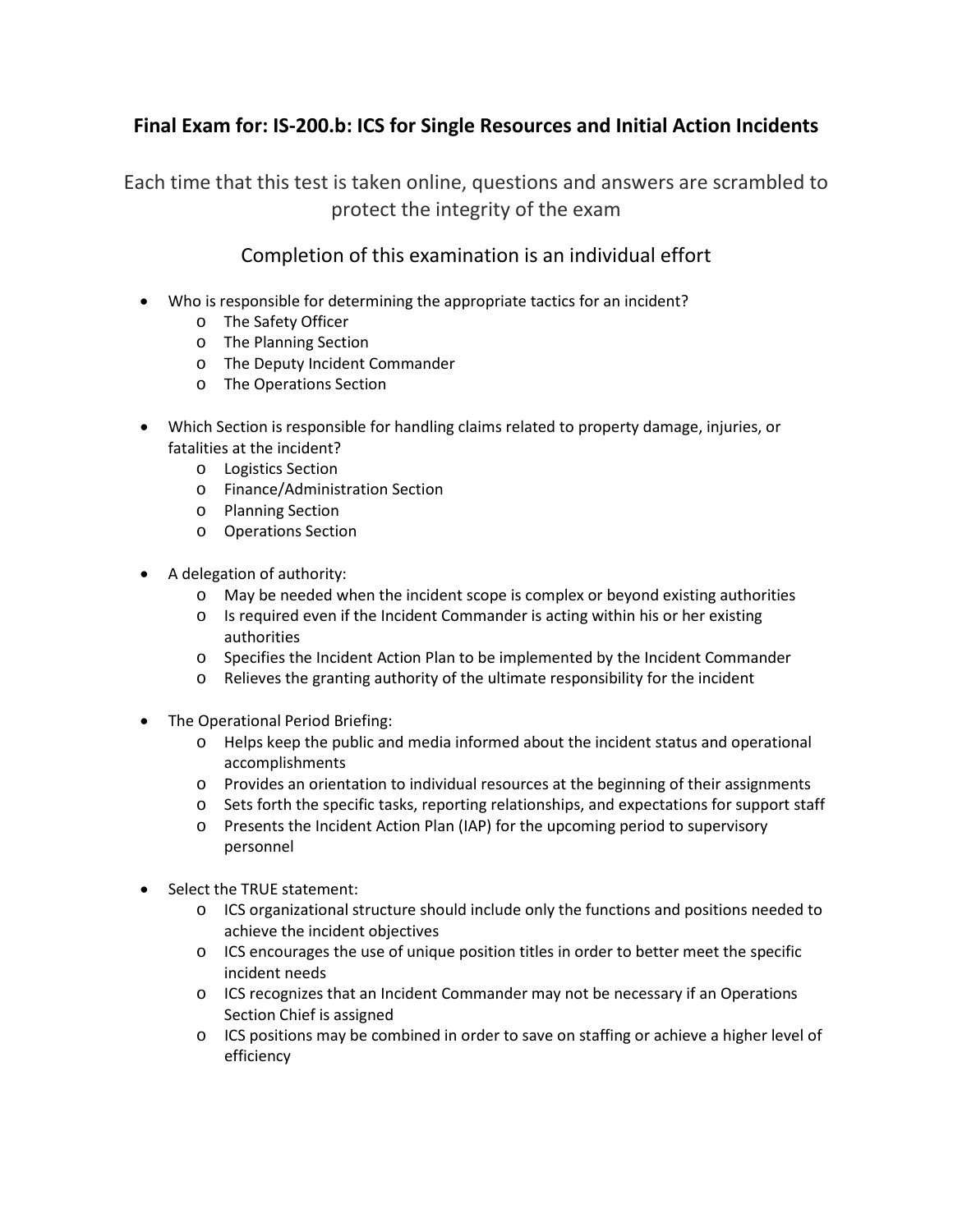# Final Exam for: IS-200.b: ICS for Single Resources and Initial Action Incidents

Each time that this test is taken online, questions and answers are scrambled to protect the integrity of the exam

Completion of this examination is an individual effort

- Who is responsible for determining the appropriate tactics for an incident?
  - The Safety Officer
  - The Planning Section
  - The Deputy Incident Commander
  - The Operations Section

- Which Section is responsible for handling claims related to property damage, injuries, or fatalities at the incident?
  - Logistics Section
  - Finance/Administration Section
  - Planning Section
  - Operations Section

- A delegation of authority:
  - May be needed when the incident scope is complex or beyond existing authorities
  - Is required even if the Incident Commander is acting within his or her existing authorities
  - Specifies the Incident Action Plan to be implemented by the Incident Commander
  - Relieves the granting authority of the ultimate responsibility for the incident

- The Operational Period Briefing:
  - Helps keep the public and media informed about the incident status and operational accomplishments
  - Provides an orientation to individual resources at the beginning of their assignments
  - Sets forth the specific tasks, reporting relationships, and expectations for support staff
  - Presents the Incident Action Plan (IAP) for the upcoming period to supervisory personnel

- Select the TRUE statement:
  - ICS organizational structure should include only the functions and positions needed to achieve the incident objectives
  - ICS encourages the use of unique position titles in order to better meet the specific incident needs
  - ICS recognizes that an Incident Commander may not be necessary if an Operations Section Chief is assigned
  - ICS positions may be combined in order to save on staffing or achieve a higher level of efficiency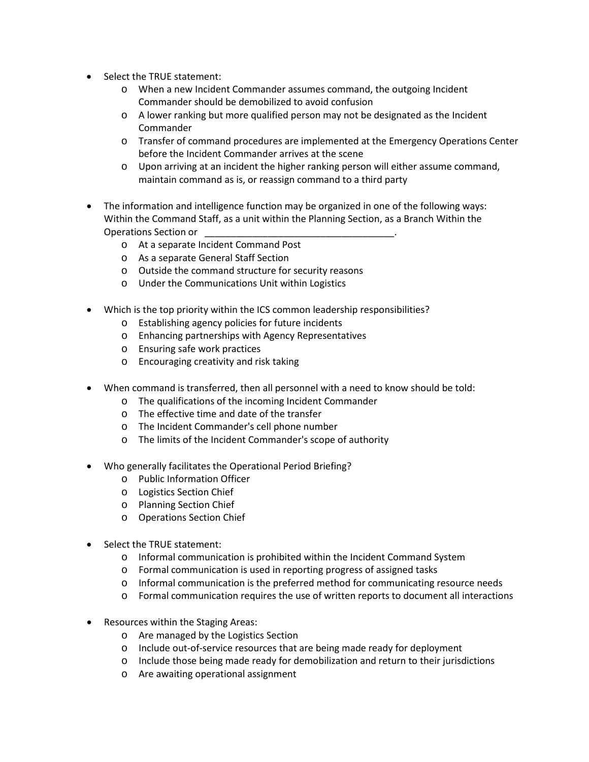- Select the TRUE statement:
    - When a new Incident Commander assumes command, the outgoing Incident Commander should be demobilized to avoid confusion
    - A lower ranking but more qualified person may not be designated as the Incident Commander
    - Transfer of command procedures are implemented at the Emergency Operations Center before the Incident Commander arrives at the scene
    - Upon arriving at an incident the higher ranking person will either assume command, maintain command as is, or reassign command to a third party

- The information and intelligence function may be organized in one of the following ways: Within the Command Staff, as a unit within the Planning Section, as a Branch Within the Operations Section or ____________________________________.
    - At a separate Incident Command Post
    - As a separate General Staff Section
    - Outside the command structure for security reasons
    - Under the Communications Unit within Logistics

- Which is the top priority within the ICS common leadership responsibilities?
    - Establishing agency policies for future incidents
    - Enhancing partnerships with Agency Representatives
    - Ensuring safe work practices
    - Encouraging creativity and risk taking

- When command is transferred, then all personnel with a need to know should be told:
    - The qualifications of the incoming Incident Commander
    - The effective time and date of the transfer
    - The Incident Commander's cell phone number
    - The limits of the Incident Commander's scope of authority

- Who generally facilitates the Operational Period Briefing?
    - Public Information Officer
    - Logistics Section Chief
    - Planning Section Chief
    - Operations Section Chief

- Select the TRUE statement:
    - Informal communication is prohibited within the Incident Command System
    - Formal communication is used in reporting progress of assigned tasks
    - Informal communication is the preferred method for communicating resource needs
    - Formal communication requires the use of written reports to document all interactions

- Resources within the Staging Areas:
    - Are managed by the Logistics Section
    - Include out-of-service resources that are being made ready for deployment
    - Include those being made ready for demobilization and return to their jurisdictions
    - Are awaiting operational assignment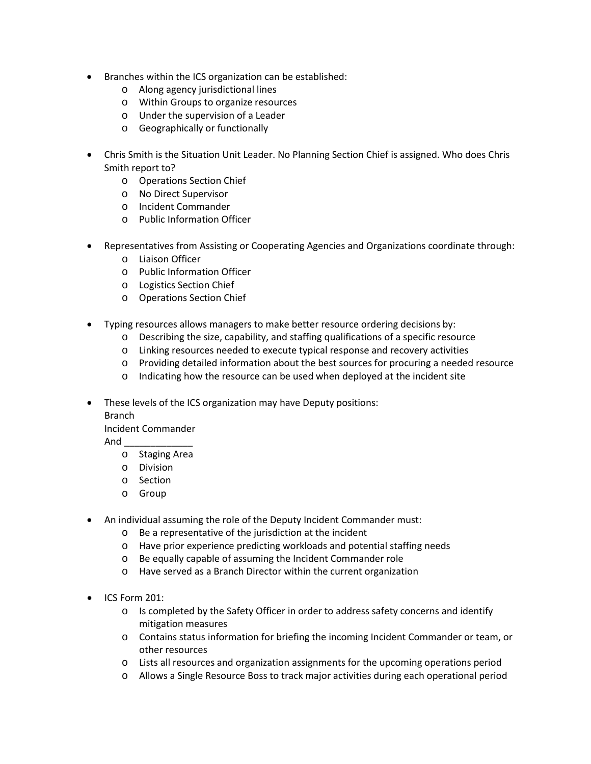- Branches within the ICS organization can be established:
  - Along agency jurisdictional lines
  - Within Groups to organize resources
  - Under the supervision of a Leader
  - Geographically or functionally

- Chris Smith is the Situation Unit Leader. No Planning Section Chief is assigned. Who does Chris Smith report to?
  - Operations Section Chief
  - No Direct Supervisor
  - Incident Commander
  - Public Information Officer

- Representatives from Assisting or Cooperating Agencies and Organizations coordinate through:
  - Liaison Officer
  - Public Information Officer
  - Logistics Section Chief
  - Operations Section Chief

- Typing resources allows managers to make better resource ordering decisions by:
  - Describing the size, capability, and staffing qualifications of a specific resource
  - Linking resources needed to execute typical response and recovery activities
  - Providing detailed information about the best sources for procuring a needed resource
  - Indicating how the resource can be used when deployed at the incident site

- These levels of the ICS organization may have Deputy positions:
  Branch
  Incident Commander
  And _____________
  - Staging Area
  - Division
  - Section
  - Group

- An individual assuming the role of the Deputy Incident Commander must:
  - Be a representative of the jurisdiction at the incident
  - Have prior experience predicting workloads and potential staffing needs
  - Be equally capable of assuming the Incident Commander role
  - Have served as a Branch Director within the current organization

- ICS Form 201:
  - Is completed by the Safety Officer in order to address safety concerns and identify mitigation measures
  - Contains status information for briefing the incoming Incident Commander or team, or other resources
  - Lists all resources and organization assignments for the upcoming operations period
  - Allows a Single Resource Boss to track major activities during each operational period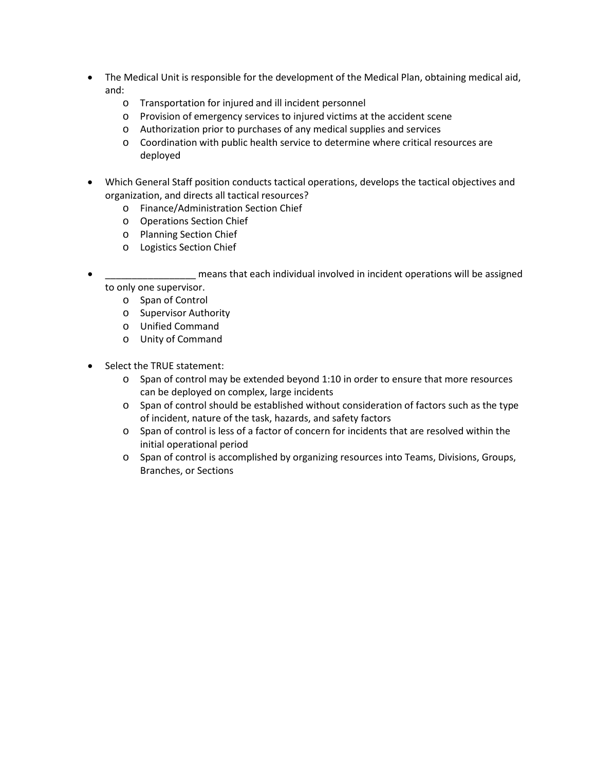- The Medical Unit is responsible for the development of the Medical Plan, obtaining medical aid, and:
    - Transportation for injured and ill incident personnel
    - Provision of emergency services to injured victims at the accident scene
    - Authorization prior to purchases of any medical supplies and services
    - Coordination with public health service to determine where critical resources are deployed

- Which General Staff position conducts tactical operations, develops the tactical objectives and organization, and directs all tactical resources?
    - Finance/Administration Section Chief
    - Operations Section Chief
    - Planning Section Chief
    - Logistics Section Chief

- ________________ means that each individual involved in incident operations will be assigned to only one supervisor.
    - Span of Control
    - Supervisor Authority
    - Unified Command
    - Unity of Command

- Select the TRUE statement:
    - Span of control may be extended beyond 1:10 in order to ensure that more resources can be deployed on complex, large incidents
    - Span of control should be established without consideration of factors such as the type of incident, nature of the task, hazards, and safety factors
    - Span of control is less of a factor of concern for incidents that are resolved within the initial operational period
    - Span of control is accomplished by organizing resources into Teams, Divisions, Groups, Branches, or Sections